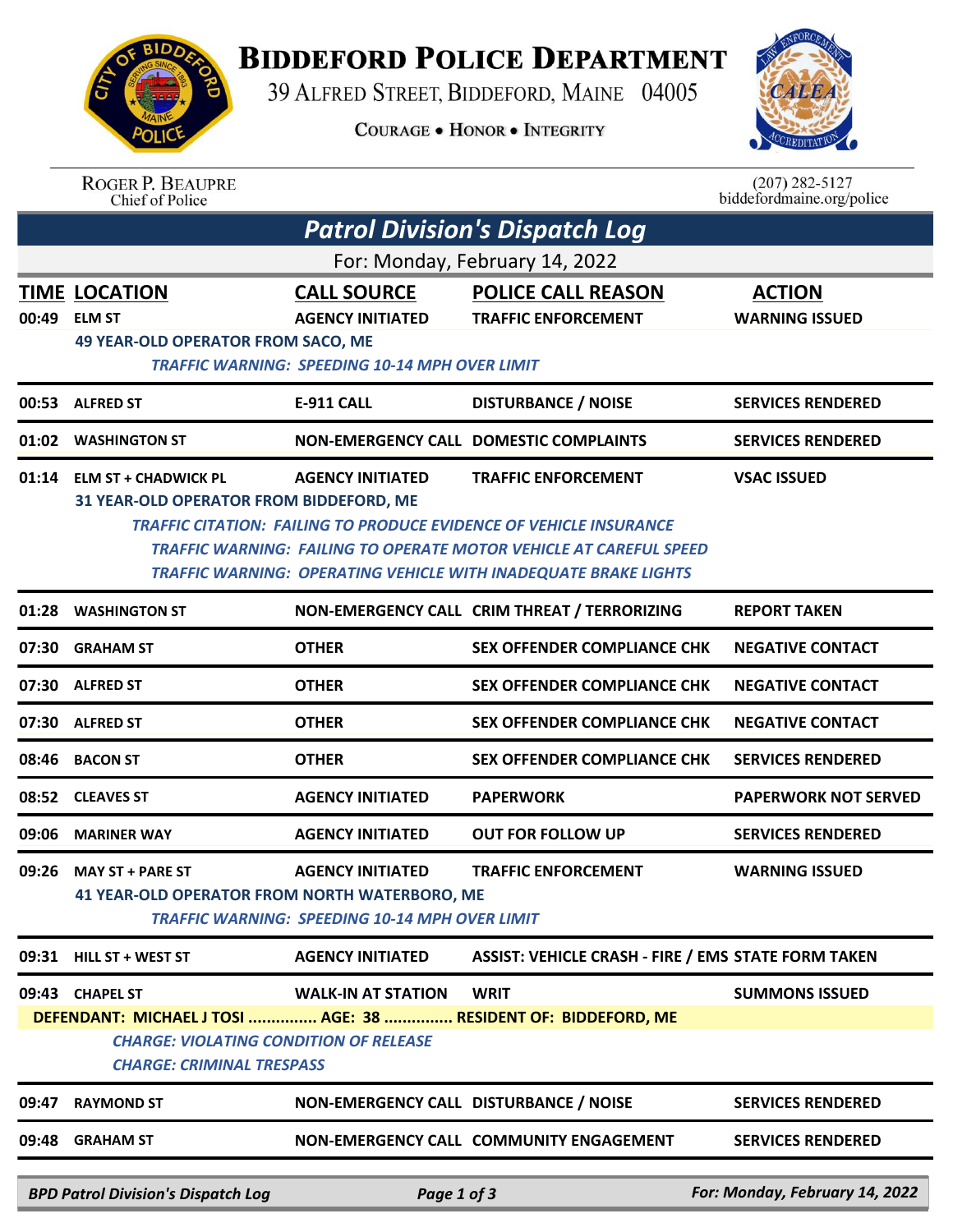# Biddeford Police Department

39 Alfred Street, Biddeford, Maine 04005

Courage • Honor • Integrity

Roger P. Beaupre
Chief of Police

(207) 282-5127
biddefordmaine.org/police

## *Patrol Division's Dispatch Log*

For: Monday, February 14, 2022

| TIME | LOCATION | CALL SOURCE | POLICE CALL REASON | ACTION |
|---|---|---|---|---|
| 00:49 | ELM ST | AGENCY INITIATED | TRAFFIC ENFORCEMENT | WARNING ISSUED |
| | 49 YEAR-OLD OPERATOR FROM SACO, ME<br>*TRAFFIC WARNING: SPEEDING 10-14 MPH OVER LIMIT* | | | |
| 00:53 | ALFRED ST | E-911 CALL | DISTURBANCE / NOISE | SERVICES RENDERED |
| 01:02 | WASHINGTON ST | NON-EMERGENCY CALL | DOMESTIC COMPLAINTS | SERVICES RENDERED |
| 01:14 | ELM ST + CHADWICK PL | AGENCY INITIATED | TRAFFIC ENFORCEMENT | VSAC ISSUED |
| | 31 YEAR-OLD OPERATOR FROM BIDDEFORD, ME<br>*TRAFFIC CITATION: FAILING TO PRODUCE EVIDENCE OF VEHICLE INSURANCE*<br>*TRAFFIC WARNING: FAILING TO OPERATE MOTOR VEHICLE AT CAREFUL SPEED*<br>*TRAFFIC WARNING: OPERATING VEHICLE WITH INADEQUATE BRAKE LIGHTS* | | | |
| 01:28 | WASHINGTON ST | NON-EMERGENCY CALL | CRIM THREAT / TERRORIZING | REPORT TAKEN |
| 07:30 | GRAHAM ST | OTHER | SEX OFFENDER COMPLIANCE CHK | NEGATIVE CONTACT |
| 07:30 | ALFRED ST | OTHER | SEX OFFENDER COMPLIANCE CHK | NEGATIVE CONTACT |
| 07:30 | ALFRED ST | OTHER | SEX OFFENDER COMPLIANCE CHK | NEGATIVE CONTACT |
| 08:46 | BACON ST | OTHER | SEX OFFENDER COMPLIANCE CHK | SERVICES RENDERED |
| 08:52 | CLEAVES ST | AGENCY INITIATED | PAPERWORK | PAPERWORK NOT SERVED |
| 09:06 | MARINER WAY | AGENCY INITIATED | OUT FOR FOLLOW UP | SERVICES RENDERED |
| 09:26 | MAY ST + PARE ST | AGENCY INITIATED | TRAFFIC ENFORCEMENT | WARNING ISSUED |
| | 41 YEAR-OLD OPERATOR FROM NORTH WATERBORO, ME<br>*TRAFFIC WARNING: SPEEDING 10-14 MPH OVER LIMIT* | | | |
| 09:31 | HILL ST + WEST ST | AGENCY INITIATED | ASSIST: VEHICLE CRASH - FIRE / EMS | STATE FORM TAKEN |
| 09:43 | CHAPEL ST | WALK-IN AT STATION | WRIT | SUMMONS ISSUED |
| | DEFENDANT: MICHAEL J TOSI ............... AGE: 38 ............... RESIDENT OF: BIDDEFORD, ME<br>*CHARGE: VIOLATING CONDITION OF RELEASE*<br>*CHARGE: CRIMINAL TRESPASS* | | | |
| 09:47 | RAYMOND ST | NON-EMERGENCY CALL | DISTURBANCE / NOISE | SERVICES RENDERED |
| 09:48 | GRAHAM ST | NON-EMERGENCY CALL | COMMUNITY ENGAGEMENT | SERVICES RENDERED |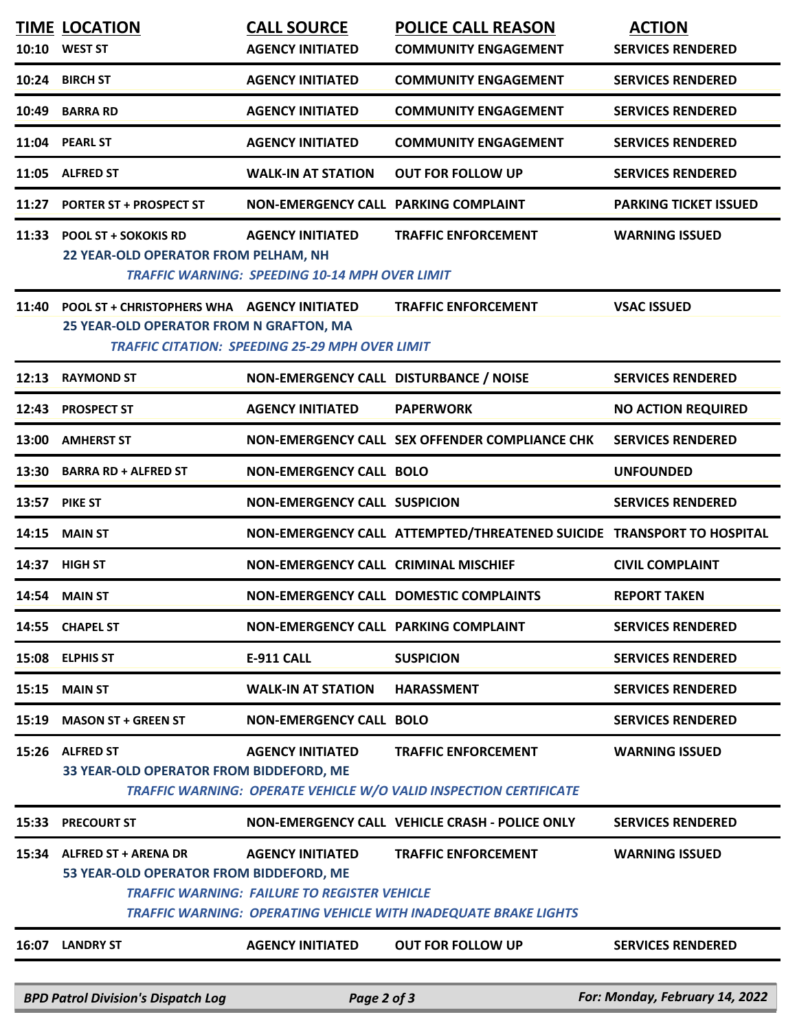| TIME | LOCATION | CALL SOURCE | POLICE CALL REASON | ACTION |
|---|---|---|---|---|
| 10:10 | WEST ST | AGENCY INITIATED | COMMUNITY ENGAGEMENT | SERVICES RENDERED |
| 10:24 | BIRCH ST | AGENCY INITIATED | COMMUNITY ENGAGEMENT | SERVICES RENDERED |
| 10:49 | BARRA RD | AGENCY INITIATED | COMMUNITY ENGAGEMENT | SERVICES RENDERED |
| 11:04 | PEARL ST | AGENCY INITIATED | COMMUNITY ENGAGEMENT | SERVICES RENDERED |
| 11:05 | ALFRED ST | WALK-IN AT STATION | OUT FOR FOLLOW UP | SERVICES RENDERED |
| 11:27 | PORTER ST + PROSPECT ST | NON-EMERGENCY CALL | PARKING COMPLAINT | PARKING TICKET ISSUED |
| 11:33 | POOL ST + SOKOKIS RD<br>22 YEAR-OLD OPERATOR FROM PELHAM, NH<br>*TRAFFIC WARNING: SPEEDING 10-14 MPH OVER LIMIT* | AGENCY INITIATED | TRAFFIC ENFORCEMENT | WARNING ISSUED |
| 11:40 | POOL ST + CHRISTOPHERS WHA<br>25 YEAR-OLD OPERATOR FROM N GRAFTON, MA<br>*TRAFFIC CITATION: SPEEDING 25-29 MPH OVER LIMIT* | AGENCY INITIATED | TRAFFIC ENFORCEMENT | VSAC ISSUED |
| 12:13 | RAYMOND ST | NON-EMERGENCY CALL | DISTURBANCE / NOISE | SERVICES RENDERED |
| 12:43 | PROSPECT ST | AGENCY INITIATED | PAPERWORK | NO ACTION REQUIRED |
| 13:00 | AMHERST ST | NON-EMERGENCY CALL | SEX OFFENDER COMPLIANCE CHK | SERVICES RENDERED |
| 13:30 | BARRA RD + ALFRED ST | NON-EMERGENCY CALL | BOLO | UNFOUNDED |
| 13:57 | PIKE ST | NON-EMERGENCY CALL | SUSPICION | SERVICES RENDERED |
| 14:15 | MAIN ST | NON-EMERGENCY CALL | ATTEMPTED/THREATENED SUICIDE | TRANSPORT TO HOSPITAL |
| 14:37 | HIGH ST | NON-EMERGENCY CALL | CRIMINAL MISCHIEF | CIVIL COMPLAINT |
| 14:54 | MAIN ST | NON-EMERGENCY CALL | DOMESTIC COMPLAINTS | REPORT TAKEN |
| 14:55 | CHAPEL ST | NON-EMERGENCY CALL | PARKING COMPLAINT | SERVICES RENDERED |
| 15:08 | ELPHIS ST | E-911 CALL | SUSPICION | SERVICES RENDERED |
| 15:15 | MAIN ST | WALK-IN AT STATION | HARASSMENT | SERVICES RENDERED |
| 15:19 | MASON ST + GREEN ST | NON-EMERGENCY CALL | BOLO | SERVICES RENDERED |
| 15:26 | ALFRED ST<br>33 YEAR-OLD OPERATOR FROM BIDDEFORD, ME<br>*TRAFFIC WARNING: OPERATE VEHICLE W/O VALID INSPECTION CERTIFICATE* | AGENCY INITIATED | TRAFFIC ENFORCEMENT | WARNING ISSUED |
| 15:33 | PRECOURT ST | NON-EMERGENCY CALL | VEHICLE CRASH - POLICE ONLY | SERVICES RENDERED |
| 15:34 | ALFRED ST + ARENA DR<br>53 YEAR-OLD OPERATOR FROM BIDDEFORD, ME<br>*TRAFFIC WARNING: FAILURE TO REGISTER VEHICLE*<br>*TRAFFIC WARNING: OPERATING VEHICLE WITH INADEQUATE BRAKE LIGHTS* | AGENCY INITIATED | TRAFFIC ENFORCEMENT | WARNING ISSUED |
| 16:07 | LANDRY ST | AGENCY INITIATED | OUT FOR FOLLOW UP | SERVICES RENDERED |

*BPD Patrol Division's Dispatch Log* — *For: Monday, February 14, 2022*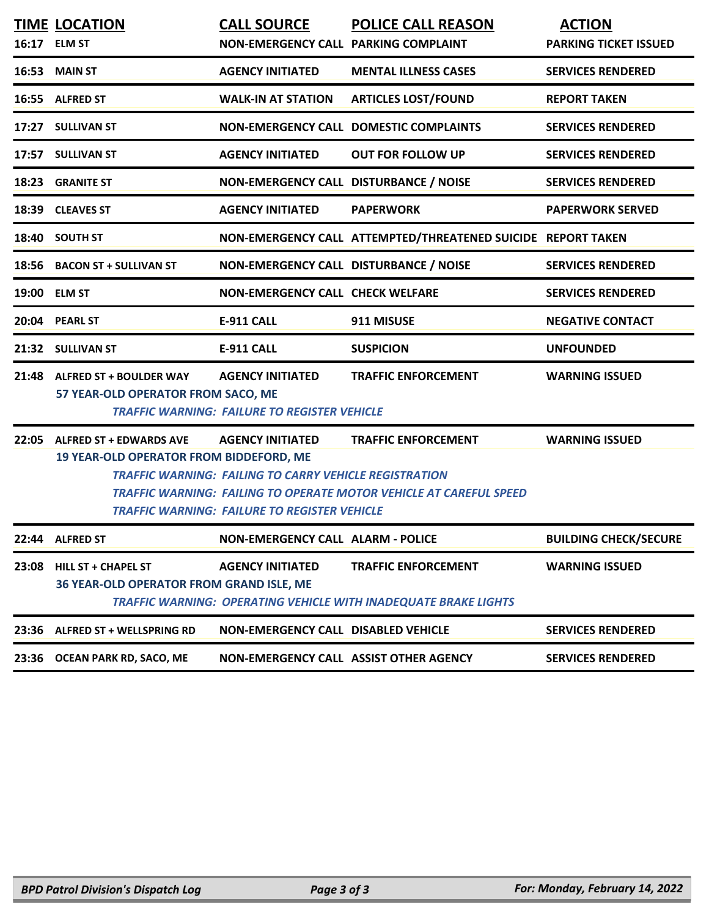| TIME | LOCATION | CALL SOURCE | POLICE CALL REASON | ACTION |
|---|---|---|---|---|
| 16:17 | ELM ST | NON-EMERGENCY CALL | PARKING COMPLAINT | PARKING TICKET ISSUED |
| 16:53 | MAIN ST | AGENCY INITIATED | MENTAL ILLNESS CASES | SERVICES RENDERED |
| 16:55 | ALFRED ST | WALK-IN AT STATION | ARTICLES LOST/FOUND | REPORT TAKEN |
| 17:27 | SULLIVAN ST | NON-EMERGENCY CALL | DOMESTIC COMPLAINTS | SERVICES RENDERED |
| 17:57 | SULLIVAN ST | AGENCY INITIATED | OUT FOR FOLLOW UP | SERVICES RENDERED |
| 18:23 | GRANITE ST | NON-EMERGENCY CALL | DISTURBANCE / NOISE | SERVICES RENDERED |
| 18:39 | CLEAVES ST | AGENCY INITIATED | PAPERWORK | PAPERWORK SERVED |
| 18:40 | SOUTH ST | NON-EMERGENCY CALL | ATTEMPTED/THREATENED SUICIDE | REPORT TAKEN |
| 18:56 | BACON ST + SULLIVAN ST | NON-EMERGENCY CALL | DISTURBANCE / NOISE | SERVICES RENDERED |
| 19:00 | ELM ST | NON-EMERGENCY CALL | CHECK WELFARE | SERVICES RENDERED |
| 20:04 | PEARL ST | E-911 CALL | 911 MISUSE | NEGATIVE CONTACT |
| 21:32 | SULLIVAN ST | E-911 CALL | SUSPICION | UNFOUNDED |
| 21:48 | ALFRED ST + BOULDER WAY<br>57 YEAR-OLD OPERATOR FROM SACO, ME<br>*TRAFFIC WARNING: FAILURE TO REGISTER VEHICLE* | AGENCY INITIATED | TRAFFIC ENFORCEMENT | WARNING ISSUED |
| 22:05 | ALFRED ST + EDWARDS AVE<br>19 YEAR-OLD OPERATOR FROM BIDDEFORD, ME<br>*TRAFFIC WARNING: FAILING TO CARRY VEHICLE REGISTRATION*<br>*TRAFFIC WARNING: FAILING TO OPERATE MOTOR VEHICLE AT CAREFUL SPEED*<br>*TRAFFIC WARNING: FAILURE TO REGISTER VEHICLE* | AGENCY INITIATED | TRAFFIC ENFORCEMENT | WARNING ISSUED |
| 22:44 | ALFRED ST | NON-EMERGENCY CALL | ALARM - POLICE | BUILDING CHECK/SECURE |
| 23:08 | HILL ST + CHAPEL ST<br>36 YEAR-OLD OPERATOR FROM GRAND ISLE, ME<br>*TRAFFIC WARNING: OPERATING VEHICLE WITH INADEQUATE BRAKE LIGHTS* | AGENCY INITIATED | TRAFFIC ENFORCEMENT | WARNING ISSUED |
| 23:36 | ALFRED ST + WELLSPRING RD | NON-EMERGENCY CALL | DISABLED VEHICLE | SERVICES RENDERED |
| 23:36 | OCEAN PARK RD, SACO, ME | NON-EMERGENCY CALL | ASSIST OTHER AGENCY | SERVICES RENDERED |